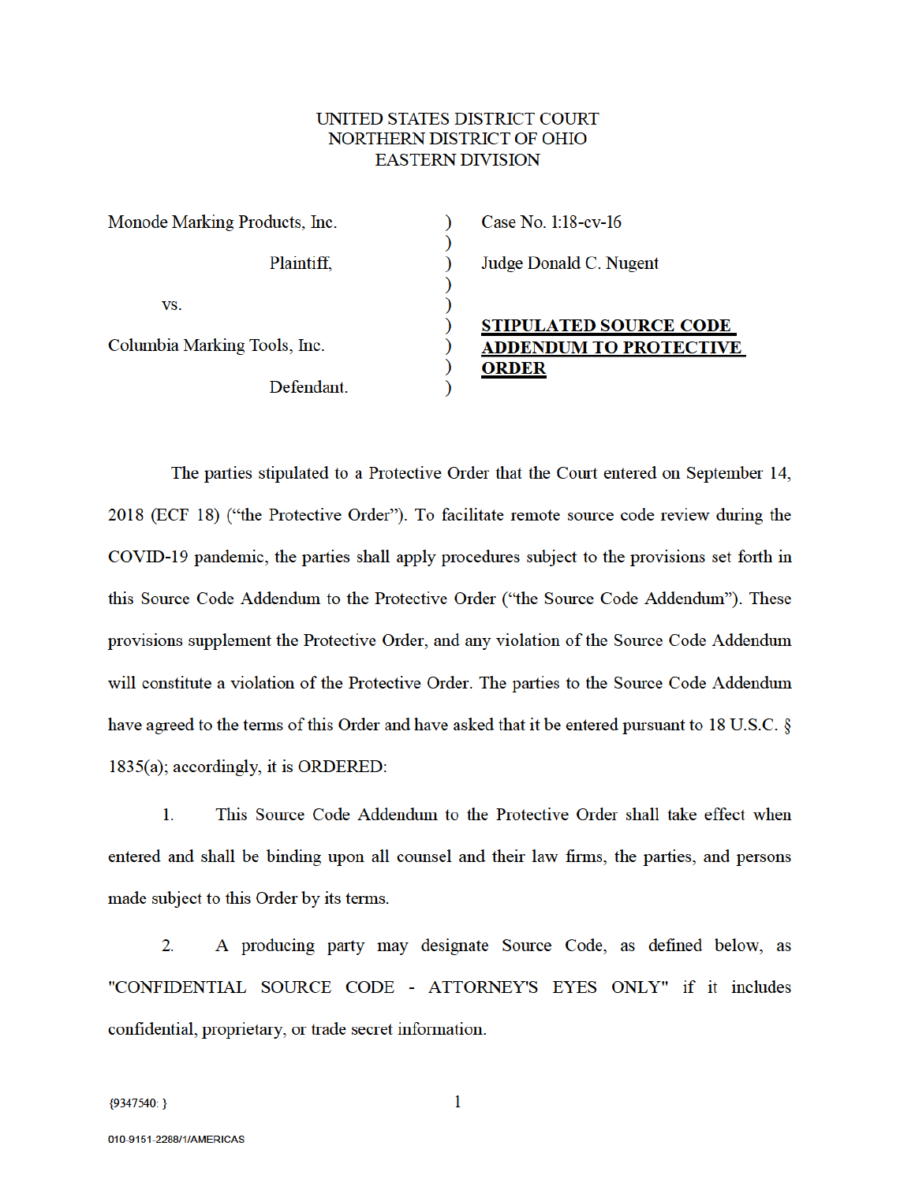UNITED STATES DISTRICT COURT
NORTHERN DISTRICT OF OHIO
EASTERN DIVISION

| | | |
|---|---|---|
| Monode Marking Products, Inc. | ) | Case No. 1:18-cv-16 |
| | ) | |
| Plaintiff, | ) | Judge Donald C. Nugent |
| | ) | |
| vs. | ) | |
| | ) | **STIPULATED SOURCE CODE ADDENDUM TO PROTECTIVE ORDER** |
| Columbia Marking Tools, Inc. | ) | |
| | ) | |
| Defendant. | ) | |

The parties stipulated to a Protective Order that the Court entered on September 14, 2018 (ECF 18) ("the Protective Order"). To facilitate remote source code review during the COVID-19 pandemic, the parties shall apply procedures subject to the provisions set forth in this Source Code Addendum to the Protective Order ("the Source Code Addendum"). These provisions supplement the Protective Order, and any violation of the Source Code Addendum will constitute a violation of the Protective Order. The parties to the Source Code Addendum have agreed to the terms of this Order and have asked that it be entered pursuant to 18 U.S.C. § 1835(a); accordingly, it is ORDERED:

1. This Source Code Addendum to the Protective Order shall take effect when entered and shall be binding upon all counsel and their law firms, the parties, and persons made subject to this Order by its terms.

2. A producing party may designate Source Code, as defined below, as "CONFIDENTIAL SOURCE CODE - ATTORNEY'S EYES ONLY" if it includes confidential, proprietary, or trade secret information.

{9347540: }

010-9151-2288/1/AMERICAS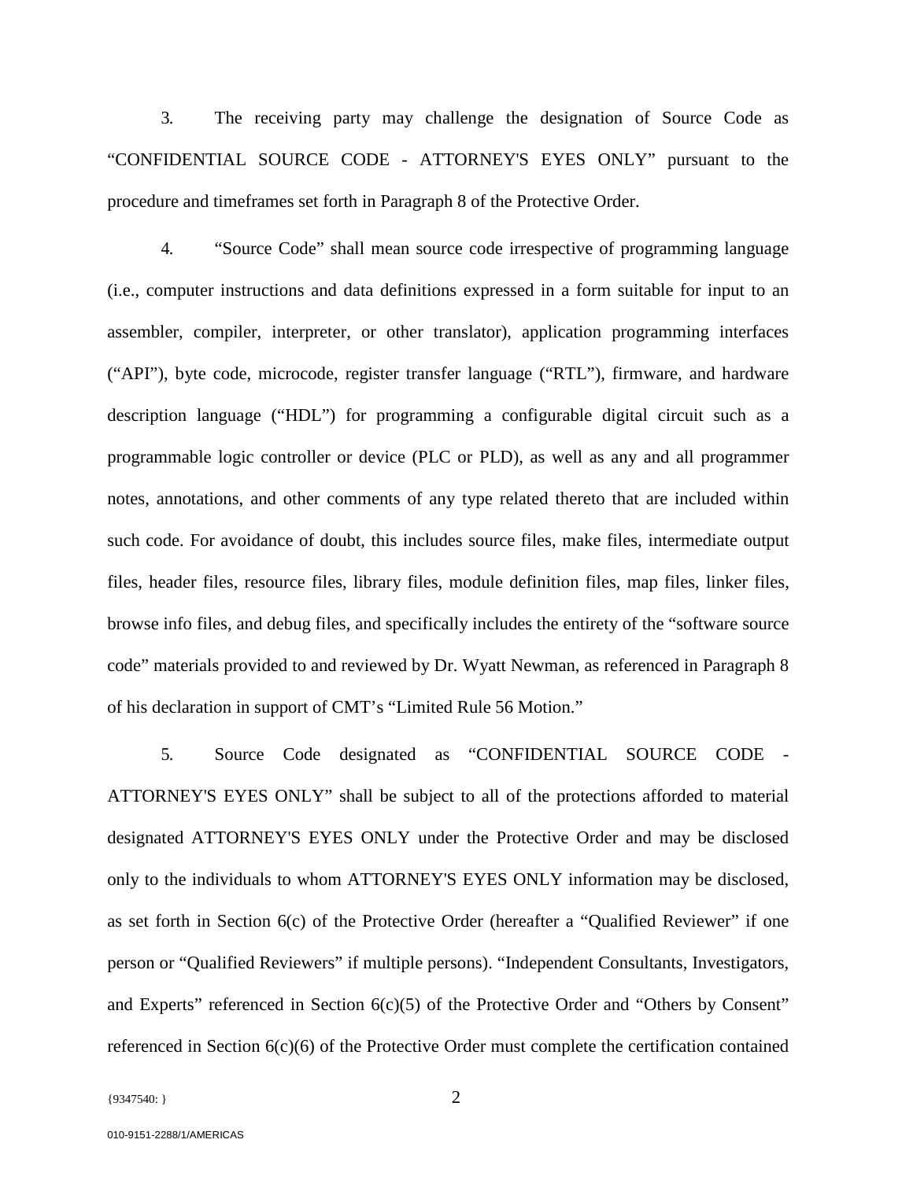3. The receiving party may challenge the designation of Source Code as "CONFIDENTIAL SOURCE CODE - ATTORNEY'S EYES ONLY" pursuant to the procedure and timeframes set forth in Paragraph 8 of the Protective Order.

4. "Source Code" shall mean source code irrespective of programming language (i.e., computer instructions and data definitions expressed in a form suitable for input to an assembler, compiler, interpreter, or other translator), application programming interfaces ("API"), byte code, microcode, register transfer language ("RTL"), firmware, and hardware description language ("HDL") for programming a configurable digital circuit such as a programmable logic controller or device (PLC or PLD), as well as any and all programmer notes, annotations, and other comments of any type related thereto that are included within such code. For avoidance of doubt, this includes source files, make files, intermediate output files, header files, resource files, library files, module definition files, map files, linker files, browse info files, and debug files, and specifically includes the entirety of the "software source code" materials provided to and reviewed by Dr. Wyatt Newman, as referenced in Paragraph 8 of his declaration in support of CMT's "Limited Rule 56 Motion."

5. Source Code designated as "CONFIDENTIAL SOURCE CODE - ATTORNEY'S EYES ONLY" shall be subject to all of the protections afforded to material designated ATTORNEY'S EYES ONLY under the Protective Order and may be disclosed only to the individuals to whom ATTORNEY'S EYES ONLY information may be disclosed, as set forth in Section 6(c) of the Protective Order (hereafter a "Qualified Reviewer" if one person or "Qualified Reviewers" if multiple persons). "Independent Consultants, Investigators, and Experts" referenced in Section 6(c)(5) of the Protective Order and "Others by Consent" referenced in Section 6(c)(6) of the Protective Order must complete the certification contained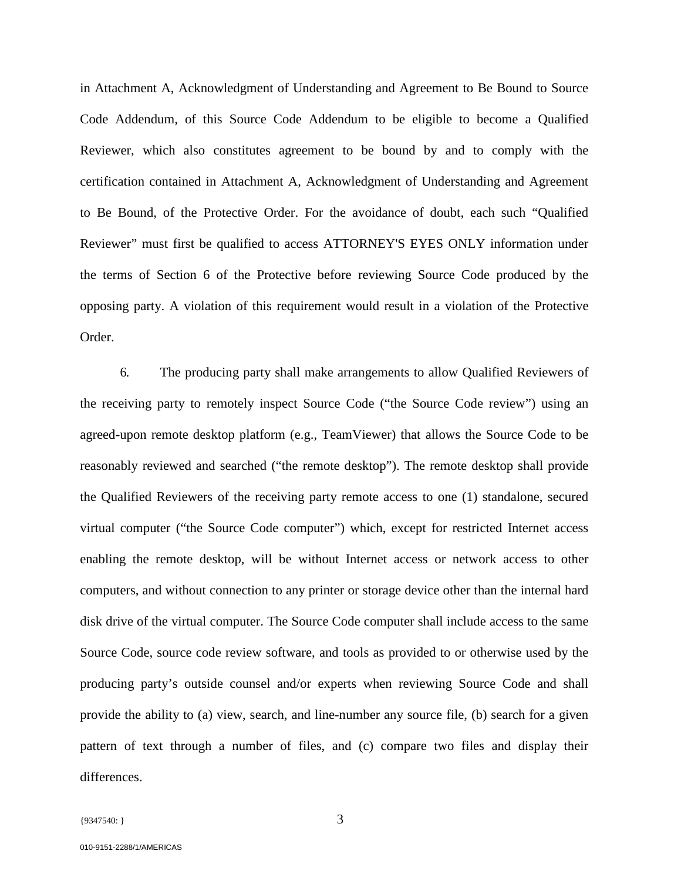in Attachment A, Acknowledgment of Understanding and Agreement to Be Bound to Source Code Addendum, of this Source Code Addendum to be eligible to become a Qualified Reviewer, which also constitutes agreement to be bound by and to comply with the certification contained in Attachment A, Acknowledgment of Understanding and Agreement to Be Bound, of the Protective Order. For the avoidance of doubt, each such "Qualified Reviewer" must first be qualified to access ATTORNEY'S EYES ONLY information under the terms of Section 6 of the Protective before reviewing Source Code produced by the opposing party. A violation of this requirement would result in a violation of the Protective Order.

6. The producing party shall make arrangements to allow Qualified Reviewers of the receiving party to remotely inspect Source Code ("the Source Code review") using an agreed-upon remote desktop platform (e.g., TeamViewer) that allows the Source Code to be reasonably reviewed and searched ("the remote desktop"). The remote desktop shall provide the Qualified Reviewers of the receiving party remote access to one (1) standalone, secured virtual computer ("the Source Code computer") which, except for restricted Internet access enabling the remote desktop, will be without Internet access or network access to other computers, and without connection to any printer or storage device other than the internal hard disk drive of the virtual computer. The Source Code computer shall include access to the same Source Code, source code review software, and tools as provided to or otherwise used by the producing party's outside counsel and/or experts when reviewing Source Code and shall provide the ability to (a) view, search, and line-number any source file, (b) search for a given pattern of text through a number of files, and (c) compare two files and display their differences.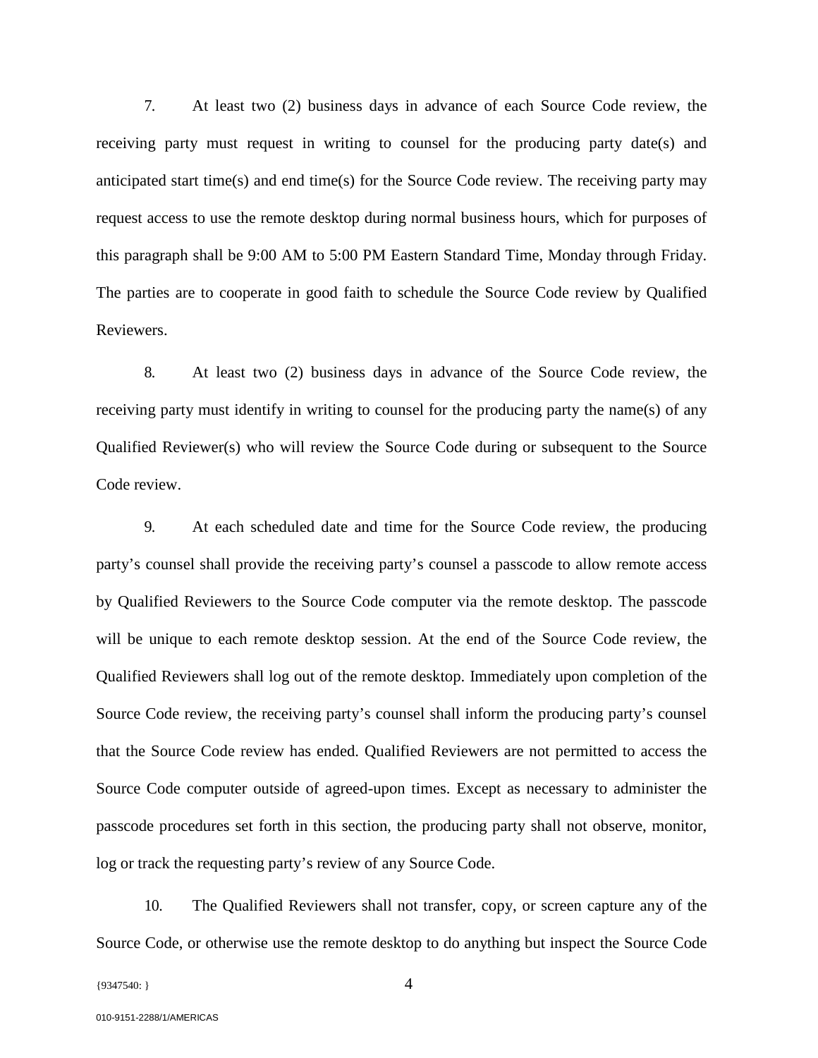7. At least two (2) business days in advance of each Source Code review, the receiving party must request in writing to counsel for the producing party date(s) and anticipated start time(s) and end time(s) for the Source Code review. The receiving party may request access to use the remote desktop during normal business hours, which for purposes of this paragraph shall be 9:00 AM to 5:00 PM Eastern Standard Time, Monday through Friday. The parties are to cooperate in good faith to schedule the Source Code review by Qualified Reviewers.

8. At least two (2) business days in advance of the Source Code review, the receiving party must identify in writing to counsel for the producing party the name(s) of any Qualified Reviewer(s) who will review the Source Code during or subsequent to the Source Code review.

9. At each scheduled date and time for the Source Code review, the producing party's counsel shall provide the receiving party's counsel a passcode to allow remote access by Qualified Reviewers to the Source Code computer via the remote desktop. The passcode will be unique to each remote desktop session. At the end of the Source Code review, the Qualified Reviewers shall log out of the remote desktop. Immediately upon completion of the Source Code review, the receiving party's counsel shall inform the producing party's counsel that the Source Code review has ended. Qualified Reviewers are not permitted to access the Source Code computer outside of agreed-upon times. Except as necessary to administer the passcode procedures set forth in this section, the producing party shall not observe, monitor, log or track the requesting party's review of any Source Code.

10. The Qualified Reviewers shall not transfer, copy, or screen capture any of the Source Code, or otherwise use the remote desktop to do anything but inspect the Source Code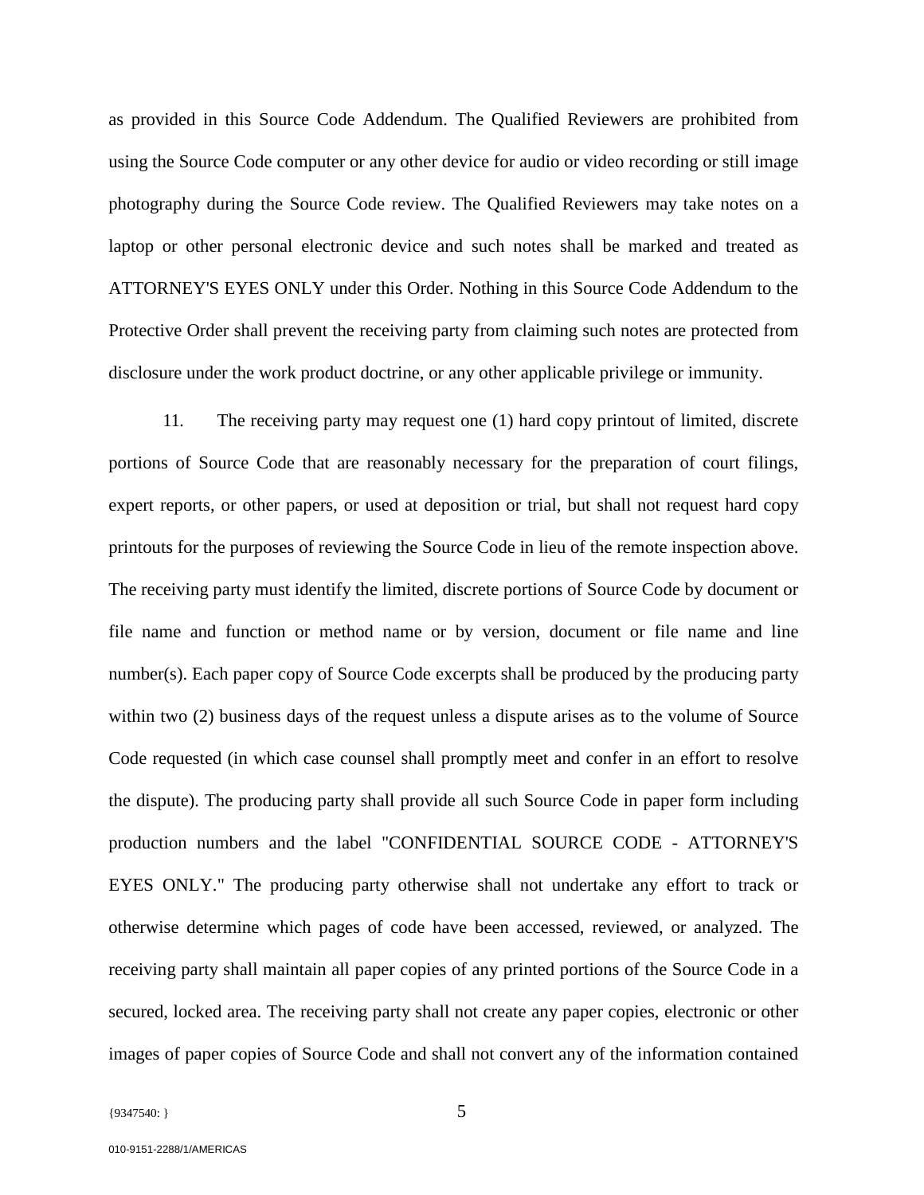as provided in this Source Code Addendum. The Qualified Reviewers are prohibited from using the Source Code computer or any other device for audio or video recording or still image photography during the Source Code review. The Qualified Reviewers may take notes on a laptop or other personal electronic device and such notes shall be marked and treated as ATTORNEY'S EYES ONLY under this Order. Nothing in this Source Code Addendum to the Protective Order shall prevent the receiving party from claiming such notes are protected from disclosure under the work product doctrine, or any other applicable privilege or immunity.

11. The receiving party may request one (1) hard copy printout of limited, discrete portions of Source Code that are reasonably necessary for the preparation of court filings, expert reports, or other papers, or used at deposition or trial, but shall not request hard copy printouts for the purposes of reviewing the Source Code in lieu of the remote inspection above. The receiving party must identify the limited, discrete portions of Source Code by document or file name and function or method name or by version, document or file name and line number(s). Each paper copy of Source Code excerpts shall be produced by the producing party within two (2) business days of the request unless a dispute arises as to the volume of Source Code requested (in which case counsel shall promptly meet and confer in an effort to resolve the dispute). The producing party shall provide all such Source Code in paper form including production numbers and the label "CONFIDENTIAL SOURCE CODE - ATTORNEY'S EYES ONLY." The producing party otherwise shall not undertake any effort to track or otherwise determine which pages of code have been accessed, reviewed, or analyzed. The receiving party shall maintain all paper copies of any printed portions of the Source Code in a secured, locked area. The receiving party shall not create any paper copies, electronic or other images of paper copies of Source Code and shall not convert any of the information contained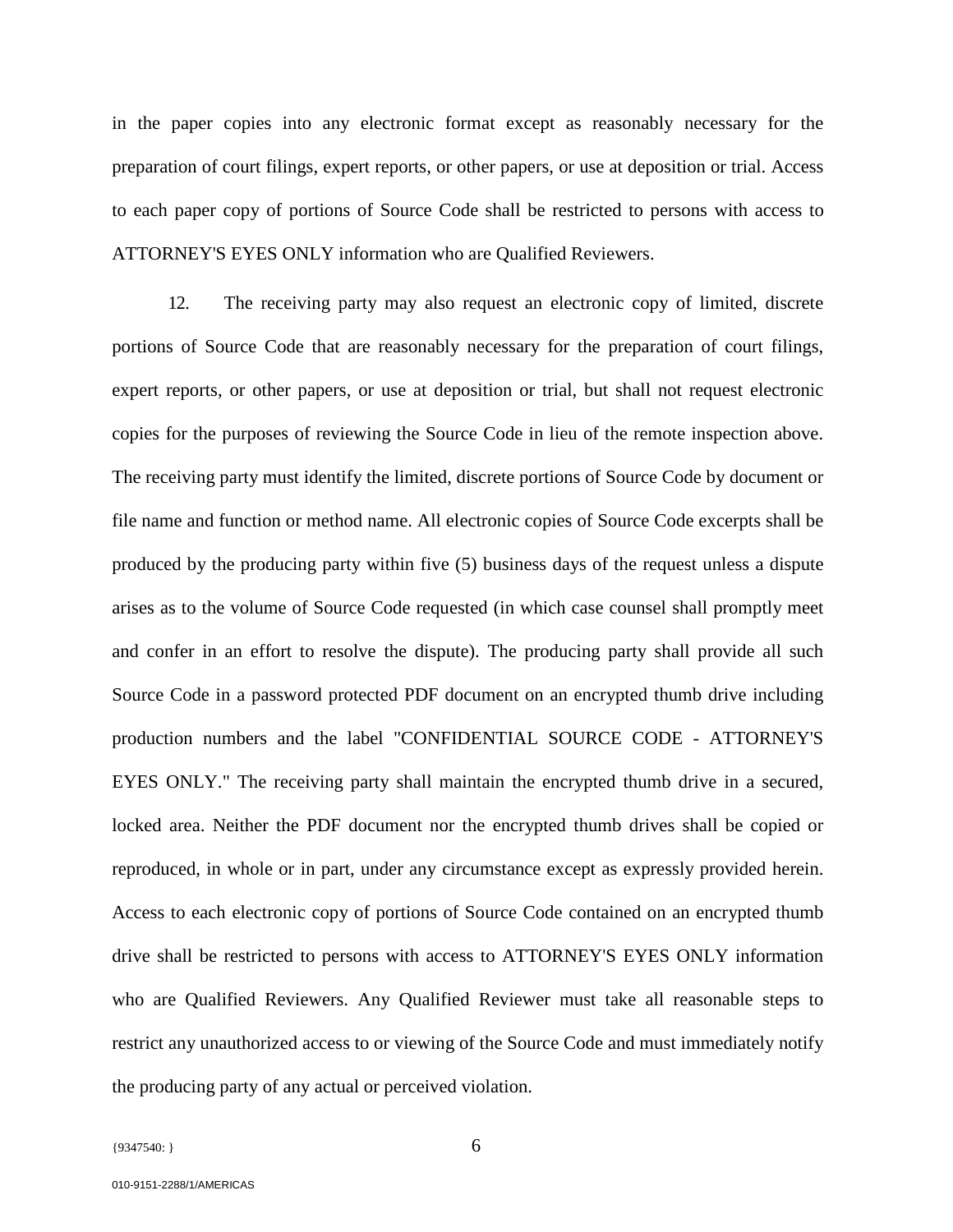in the paper copies into any electronic format except as reasonably necessary for the preparation of court filings, expert reports, or other papers, or use at deposition or trial. Access to each paper copy of portions of Source Code shall be restricted to persons with access to ATTORNEY'S EYES ONLY information who are Qualified Reviewers.

12. The receiving party may also request an electronic copy of limited, discrete portions of Source Code that are reasonably necessary for the preparation of court filings, expert reports, or other papers, or use at deposition or trial, but shall not request electronic copies for the purposes of reviewing the Source Code in lieu of the remote inspection above. The receiving party must identify the limited, discrete portions of Source Code by document or file name and function or method name. All electronic copies of Source Code excerpts shall be produced by the producing party within five (5) business days of the request unless a dispute arises as to the volume of Source Code requested (in which case counsel shall promptly meet and confer in an effort to resolve the dispute). The producing party shall provide all such Source Code in a password protected PDF document on an encrypted thumb drive including production numbers and the label "CONFIDENTIAL SOURCE CODE - ATTORNEY'S EYES ONLY." The receiving party shall maintain the encrypted thumb drive in a secured, locked area. Neither the PDF document nor the encrypted thumb drives shall be copied or reproduced, in whole or in part, under any circumstance except as expressly provided herein. Access to each electronic copy of portions of Source Code contained on an encrypted thumb drive shall be restricted to persons with access to ATTORNEY'S EYES ONLY information who are Qualified Reviewers. Any Qualified Reviewer must take all reasonable steps to restrict any unauthorized access to or viewing of the Source Code and must immediately notify the producing party of any actual or perceived violation.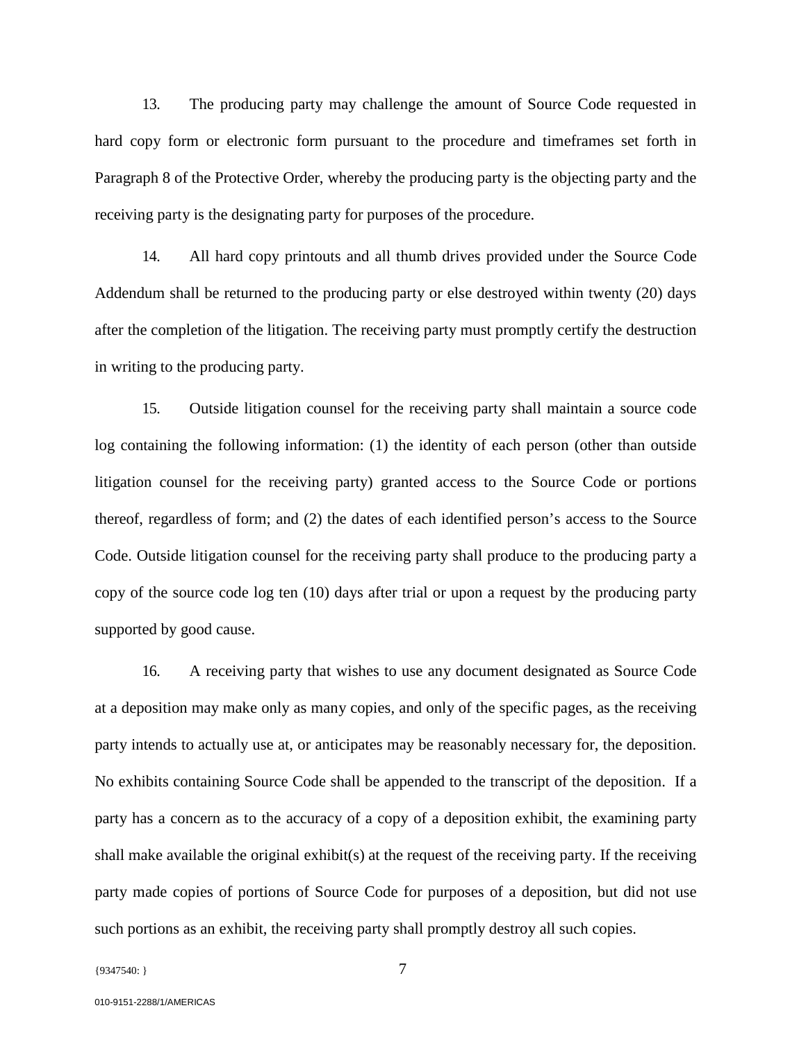13. The producing party may challenge the amount of Source Code requested in hard copy form or electronic form pursuant to the procedure and timeframes set forth in Paragraph 8 of the Protective Order, whereby the producing party is the objecting party and the receiving party is the designating party for purposes of the procedure.

14. All hard copy printouts and all thumb drives provided under the Source Code Addendum shall be returned to the producing party or else destroyed within twenty (20) days after the completion of the litigation. The receiving party must promptly certify the destruction in writing to the producing party.

15. Outside litigation counsel for the receiving party shall maintain a source code log containing the following information: (1) the identity of each person (other than outside litigation counsel for the receiving party) granted access to the Source Code or portions thereof, regardless of form; and (2) the dates of each identified person's access to the Source Code. Outside litigation counsel for the receiving party shall produce to the producing party a copy of the source code log ten (10) days after trial or upon a request by the producing party supported by good cause.

16. A receiving party that wishes to use any document designated as Source Code at a deposition may make only as many copies, and only of the specific pages, as the receiving party intends to actually use at, or anticipates may be reasonably necessary for, the deposition. No exhibits containing Source Code shall be appended to the transcript of the deposition. If a party has a concern as to the accuracy of a copy of a deposition exhibit, the examining party shall make available the original exhibit(s) at the request of the receiving party. If the receiving party made copies of portions of Source Code for purposes of a deposition, but did not use such portions as an exhibit, the receiving party shall promptly destroy all such copies.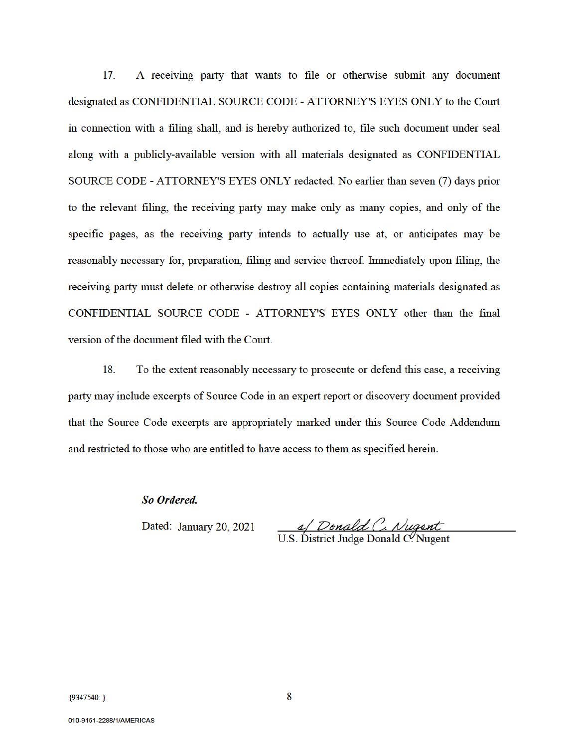17. A receiving party that wants to file or otherwise submit any document designated as CONFIDENTIAL SOURCE CODE - ATTORNEY'S EYES ONLY to the Court in connection with a filing shall, and is hereby authorized to, file such document under seal along with a publicly-available version with all materials designated as CONFIDENTIAL SOURCE CODE - ATTORNEY'S EYES ONLY redacted. No earlier than seven (7) days prior to the relevant filing, the receiving party may make only as many copies, and only of the specific pages, as the receiving party intends to actually use at, or anticipates may be reasonably necessary for, preparation, filing and service thereof. Immediately upon filing, the receiving party must delete or otherwise destroy all copies containing materials designated as CONFIDENTIAL SOURCE CODE - ATTORNEY'S EYES ONLY other than the final version of the document filed with the Court.

18. To the extent reasonably necessary to prosecute or defend this case, a receiving party may include excerpts of Source Code in an expert report or discovery document provided that the Source Code excerpts are appropriately marked under this Source Code Addendum and restricted to those who are entitled to have access to them as specified herein.

***So Ordered.***

Dated: January 20, 2021

s/ Donald C. Nugent
U.S. District Judge Donald C. Nugent

{9347540: }

010-9151-2288/1/AMERICAS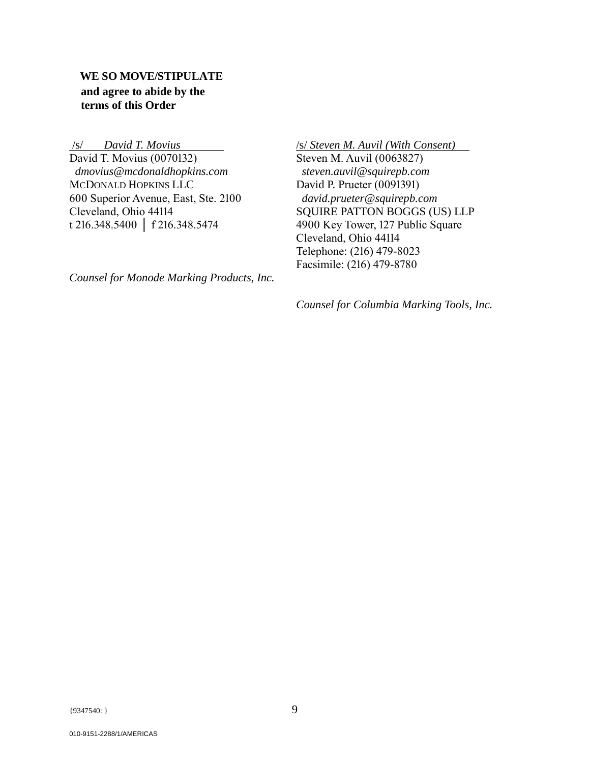**WE SO MOVE/STIPULATE and agree to abide by the terms of this Order**

/s/ *David T. Movius*
David T. Movius (0070132)
*dmovius@mcdonaldhopkins.com*
McDonald Hopkins LLC
600 Superior Avenue, East, Ste. 2100
Cleveland, Ohio 44114
t 216.348.5400 | f 216.348.5474

*Counsel for Monode Marking Products, Inc.*

/s/ *Steven M. Auvil (With Consent)*
Steven M. Auvil (0063827)
*steven.auvil@squirepb.com*
David P. Prueter (0091391)
*david.prueter@squirepb.com*
SQUIRE PATTON BOGGS (US) LLP
4900 Key Tower, 127 Public Square
Cleveland, Ohio 44114
Telephone: (216) 479-8023
Facsimile: (216) 479-8780

*Counsel for Columbia Marking Tools, Inc.*

{9347540: }

010-9151-2288/1/AMERICAS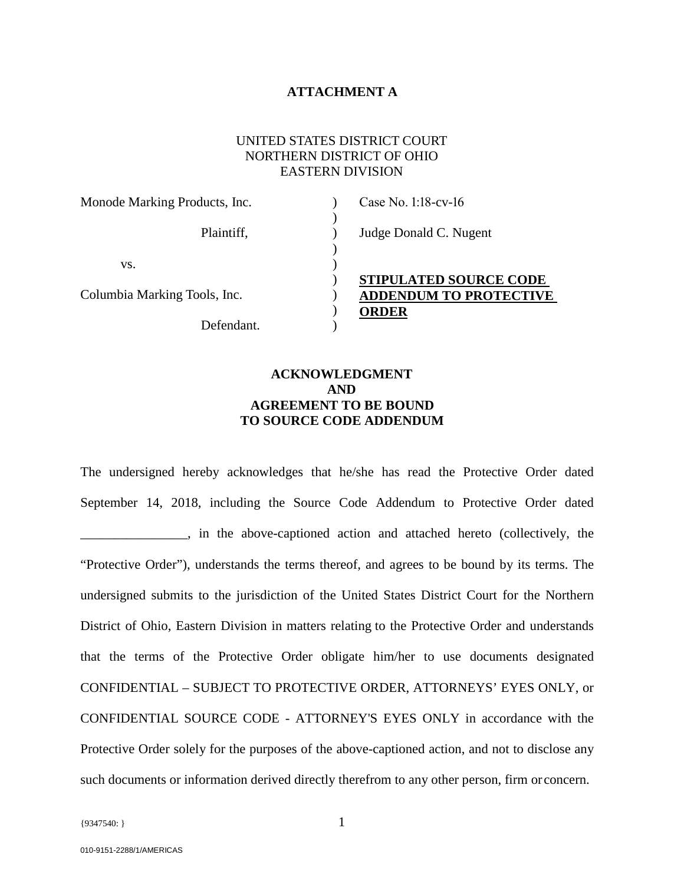**ATTACHMENT A**

UNITED STATES DISTRICT COURT
NORTHERN DISTRICT OF OHIO
EASTERN DIVISION

| | | |
|---|---|---|
| Monode Marking Products, Inc. | ) | Case No. 1:18-cv-16 |
| | ) | |
| Plaintiff, | ) | Judge Donald C. Nugent |
| | ) | |
| vs. | ) | |
| | ) | **STIPULATED SOURCE CODE ADDENDUM TO PROTECTIVE ORDER** |
| Columbia Marking Tools, Inc. | ) | |
| | ) | |
| Defendant. | ) | |

**ACKNOWLEDGMENT
AND
AGREEMENT TO BE BOUND
TO SOURCE CODE ADDENDUM**

The undersigned hereby acknowledges that he/she has read the Protective Order dated September 14, 2018, including the Source Code Addendum to Protective Order dated ________________, in the above-captioned action and attached hereto (collectively, the "Protective Order"), understands the terms thereof, and agrees to be bound by its terms. The undersigned submits to the jurisdiction of the United States District Court for the Northern District of Ohio, Eastern Division in matters relating to the Protective Order and understands that the terms of the Protective Order obligate him/her to use documents designated CONFIDENTIAL – SUBJECT TO PROTECTIVE ORDER, ATTORNEYS' EYES ONLY, or CONFIDENTIAL SOURCE CODE - ATTORNEY'S EYES ONLY in accordance with the Protective Order solely for the purposes of the above-captioned action, and not to disclose any such documents or information derived directly therefrom to any other person, firm or concern.

{9347540: }

010-9151-2288/1/AMERICAS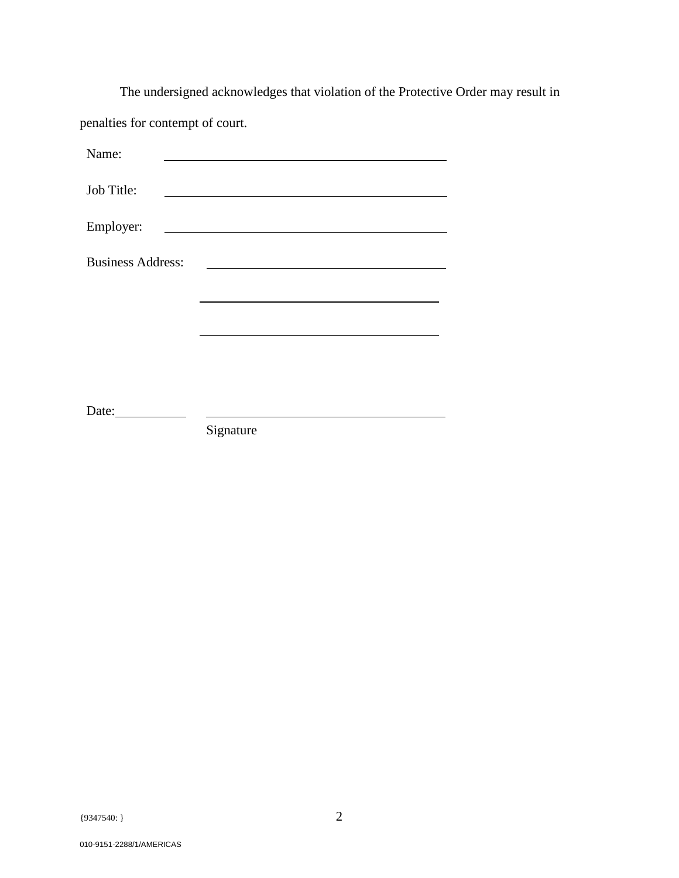The undersigned acknowledges that violation of the Protective Order may result in penalties for contempt of court.

Name: \_\_\_\_\_\_\_\_\_\_\_\_\_\_\_\_\_\_\_\_\_\_\_\_\_\_\_\_\_\_\_\_\_\_\_\_\_\_\_\_

Job Title: \_\_\_\_\_\_\_\_\_\_\_\_\_\_\_\_\_\_\_\_\_\_\_\_\_\_\_\_\_\_\_\_\_\_\_\_\_\_\_\_

Employer: \_\_\_\_\_\_\_\_\_\_\_\_\_\_\_\_\_\_\_\_\_\_\_\_\_\_\_\_\_\_\_\_\_\_\_\_\_\_\_\_

Business Address: \_\_\_\_\_\_\_\_\_\_\_\_\_\_\_\_\_\_\_\_\_\_\_\_\_\_\_\_\_\_\_\_\_\_\_\_

\_\_\_\_\_\_\_\_\_\_\_\_\_\_\_\_\_\_\_\_\_\_\_\_\_\_\_\_\_\_\_\_\_\_\_\_

\_\_\_\_\_\_\_\_\_\_\_\_\_\_\_\_\_\_\_\_\_\_\_\_\_\_\_\_\_\_\_\_\_\_\_\_

Date: \_\_\_\_\_\_\_\_\_\_ \_\_\_\_\_\_\_\_\_\_\_\_\_\_\_\_\_\_\_\_\_\_\_\_\_\_\_\_\_\_\_\_\_\_\_\_

Signature

{9347540: }

010-9151-2288/1/AMERICAS